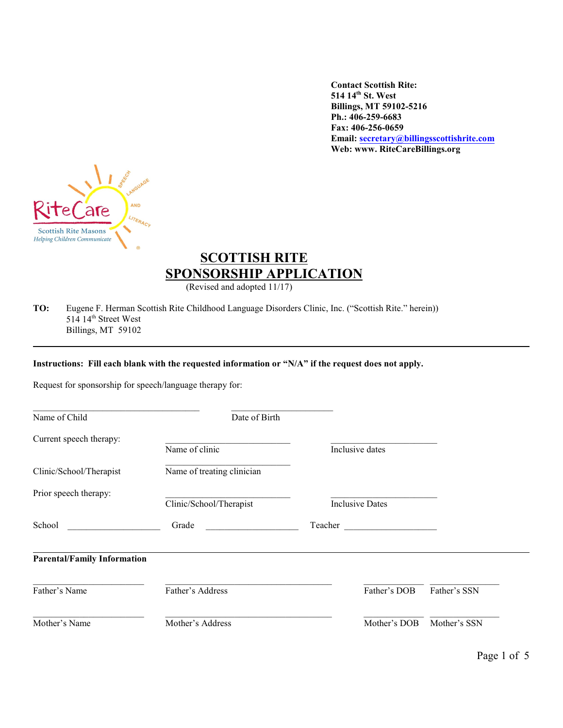**Contact Scottish Rite:**
**514 14th St. West**
**Billings, MT 59102-5216**
**Ph.: 406-259-6683**
**Fax: 406-256-0659**
**Email: secretary@billingsscottishrite.com**
**Web: www. RiteCareBillings.org**

RiteCare
Scottish Rite Masons
*Helping Children Communicate*
SPEECH LANGUAGE AND LITERACY

# SCOTTISH RITE SPONSORSHIP APPLICATION

(Revised and adopted 11/17)

**TO:** Eugene F. Herman Scottish Rite Childhood Language Disorders Clinic, Inc. ("Scottish Rite." herein))
514 14th Street West
Billings, MT 59102

---

**Instructions: Fill each blank with the requested information or "N/A" if the request does not apply.**

Request for sponsorship for speech/language therapy for:

____________________________________ ______________________
Name of Child Date of Birth

Current speech therapy: ___________________________ _______________________
Name of clinic Inclusive dates

Clinic/School/Therapist ___________________________
Name of treating clinician

Prior speech therapy: ___________________________ _______________________
Clinic/School/Therapist Inclusive Dates

School ____________________ Grade ____________________ Teacher ____________________

---

**Parental/Family Information**

________________________ ____________________________________ _____________ _______________
Father's Name Father's Address Father's DOB Father's SSN

________________________ ____________________________________ _____________ _______________
Mother's Name Mother's Address Mother's DOB Mother's SSN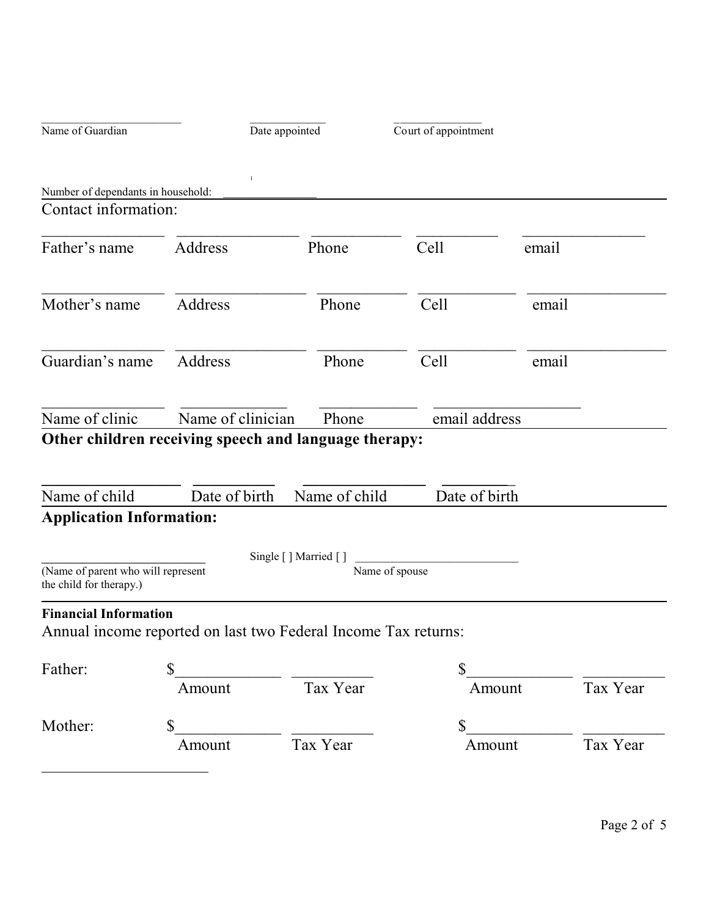\_\_\_\_\_\_\_\_\_\_\_\_\_\_\_\_\_\_\_\_\_\_\_ \_\_\_\_\_\_\_\_\_\_\_\_\_ \_\_\_\_\_\_\_\_\_\_\_\_\_\_\_
Name of Guardian Date appointed Court of appointment

Number of dependants in household: \_\_\_\_\_\_\_\_\_\_\_\_\_\_\_\_

Contact information:

| | | | | |
|---|---|---|---|---|
| Father's name | Address | Phone | Cell | email |
| Mother's name | Address | Phone | Cell | email |
| Guardian's name | Address | Phone | Cell | email |
| Name of clinic | Name of clinician | Phone | email address | |

**Other children receiving speech and language therapy:**

| | | | |
|---|---|---|---|
| Name of child | Date of birth | Name of child | Date of birth |

**Application Information:**

\_\_\_\_\_\_\_\_\_\_\_\_\_\_\_\_\_\_\_\_\_\_\_\_\_\_ Single [ ] Married [ ] \_\_\_\_\_\_\_\_\_\_\_\_\_\_\_\_\_\_\_\_\_\_\_\_\_\_\_\_
(Name of parent who will represent the child for therapy.) Name of spouse

**Financial Information**

Annual income reported on last two Federal Income Tax returns:

| | | | | |
|---|---|---|---|---|
| Father: | $ Amount | Tax Year | $ Amount | Tax Year |
| Mother: | $ Amount | Tax Year | $ Amount | Tax Year |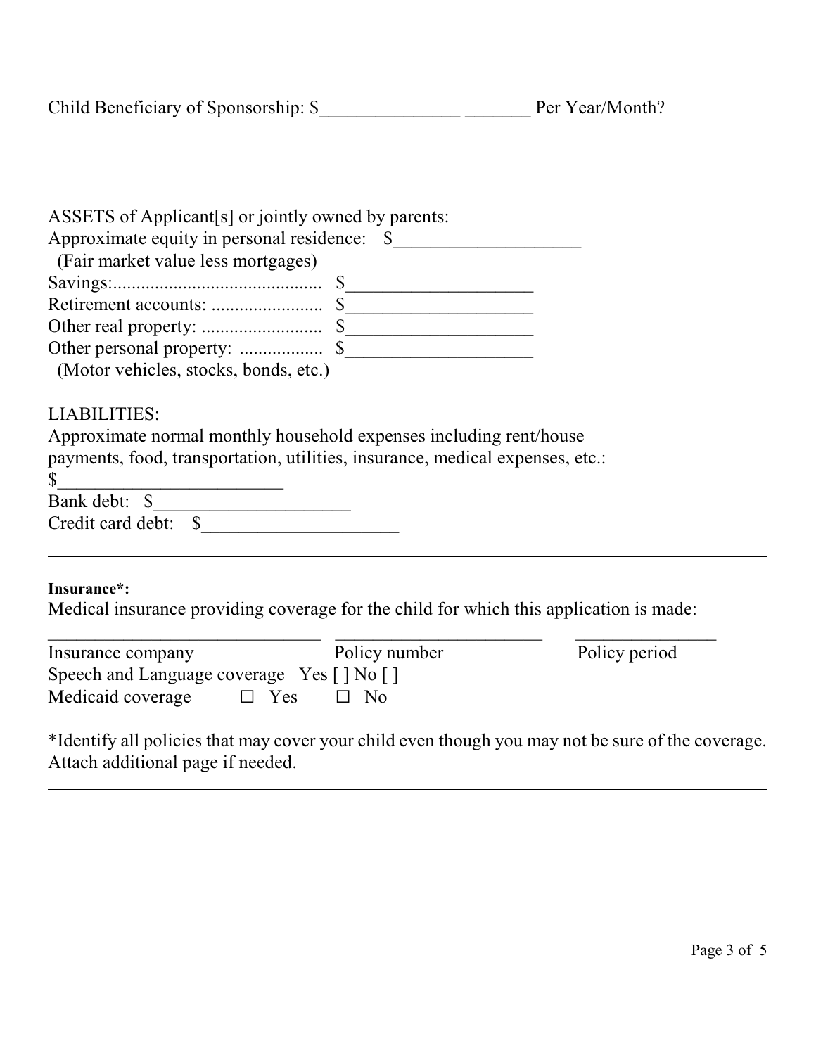Child Beneficiary of Sponsorship: $_______________ _______ Per Year/Month?

ASSETS of Applicant[s] or jointly owned by parents:
Approximate equity in personal residence: $____________________
(Fair market value less mortgages)
Savings:............................................ $_____________________
Retirement accounts: ........................ $_____________________
Other real property: .......................... $_____________________
Other personal property: .................. $_____________________
(Motor vehicles, stocks, bonds, etc.)

LIABILITIES:
Approximate normal monthly household expenses including rent/house payments, food, transportation, utilities, insurance, medical expenses, etc.:
$_________________________
Bank debt: $_____________________
Credit card debt: $_____________________

---

**Insurance*:**
Medical insurance providing coverage for the child for which this application is made:

| _______________________________ | ________________________ | ________________ |
|---|---|---|
| Insurance company | Policy number | Policy period |

Speech and Language coverage Yes [ ] No [ ]
Medicaid coverage ☐ Yes ☐ No

*Identify all policies that may cover your child even though you may not be sure of the coverage. Attach additional page if needed.

---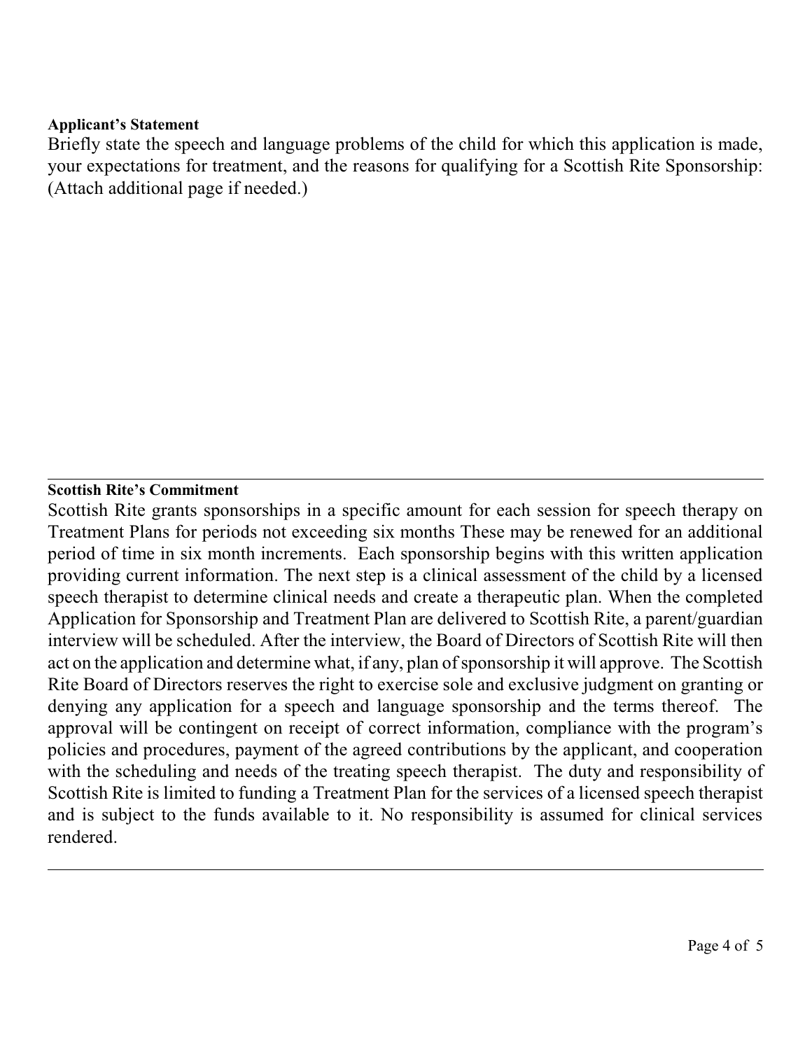**Applicant's Statement**

Briefly state the speech and language problems of the child for which this application is made, your expectations for treatment, and the reasons for qualifying for a Scottish Rite Sponsorship: (Attach additional page if needed.)

---

**Scottish Rite's Commitment**

Scottish Rite grants sponsorships in a specific amount for each session for speech therapy on Treatment Plans for periods not exceeding six months These may be renewed for an additional period of time in six month increments. Each sponsorship begins with this written application providing current information. The next step is a clinical assessment of the child by a licensed speech therapist to determine clinical needs and create a therapeutic plan. When the completed Application for Sponsorship and Treatment Plan are delivered to Scottish Rite, a parent/guardian interview will be scheduled. After the interview, the Board of Directors of Scottish Rite will then act on the application and determine what, if any, plan of sponsorship it will approve. The Scottish Rite Board of Directors reserves the right to exercise sole and exclusive judgment on granting or denying any application for a speech and language sponsorship and the terms thereof. The approval will be contingent on receipt of correct information, compliance with the program's policies and procedures, payment of the agreed contributions by the applicant, and cooperation with the scheduling and needs of the treating speech therapist. The duty and responsibility of Scottish Rite is limited to funding a Treatment Plan for the services of a licensed speech therapist and is subject to the funds available to it. No responsibility is assumed for clinical services rendered.

---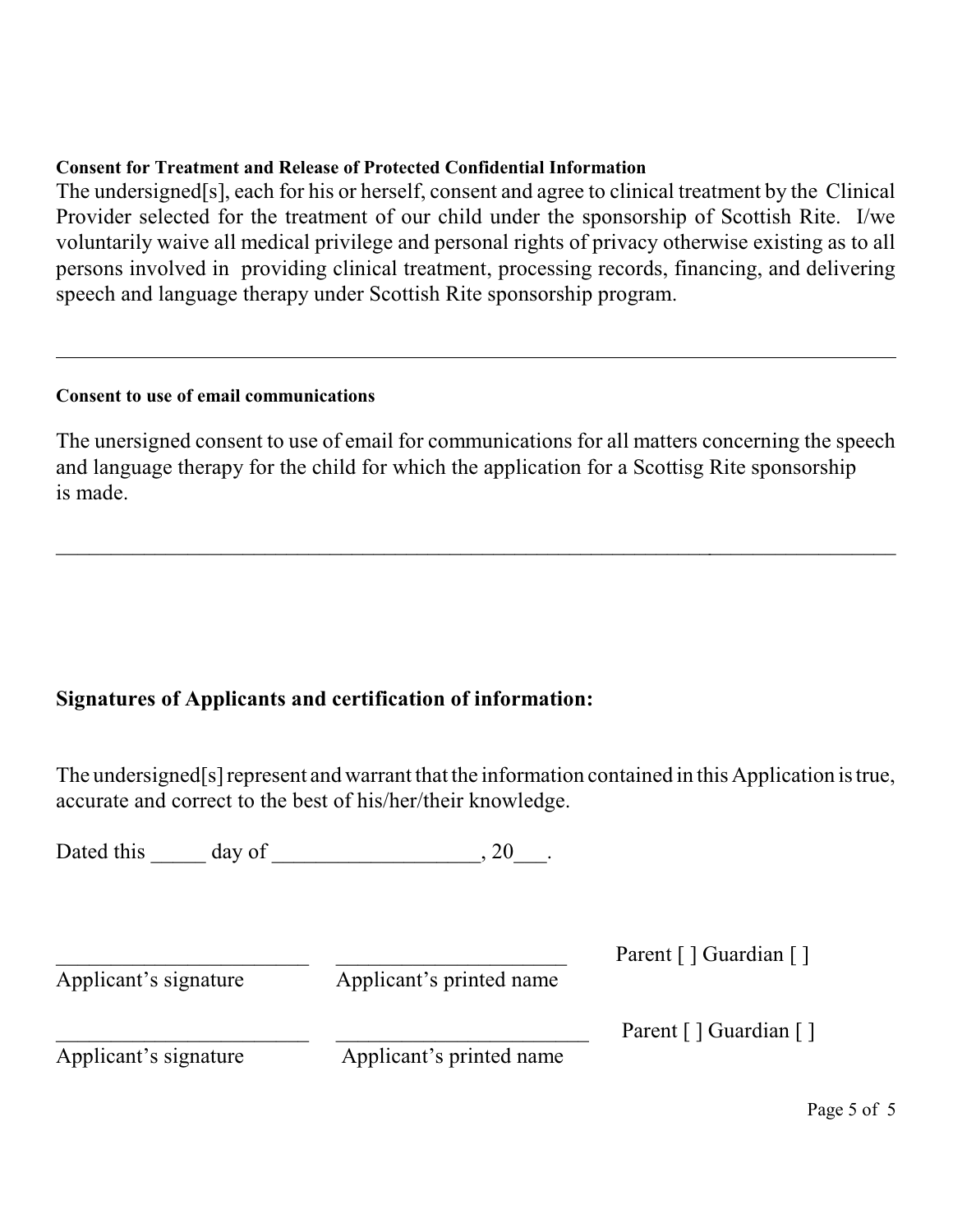**Consent for Treatment and Release of Protected Confidential Information**

The undersigned[s], each for his or herself, consent and agree to clinical treatment by the Clinical Provider selected for the treatment of our child under the sponsorship of Scottish Rite. I/we voluntarily waive all medical privilege and personal rights of privacy otherwise existing as to all persons involved in providing clinical treatment, processing records, financing, and delivering speech and language therapy under Scottish Rite sponsorship program.

_______________________________________________________________________________

**Consent to use of email communications**

The unersigned consent to use of email for communications for all matters concerning the speech and language therapy for the child for which the application for a Scottisg Rite sponsorship is made.

_______________________________________________________________________________

## Signatures of Applicants and certification of information:

The undersigned[s] represent and warrant that the information contained in this Application is true, accurate and correct to the best of his/her/their knowledge.

Dated this _____ day of __________________, 20___.

________________________ ______________________ Parent [ ] Guardian [ ]
Applicant's signature Applicant's printed name

________________________ ________________________ Parent [ ] Guardian [ ]
Applicant's signature Applicant's printed name